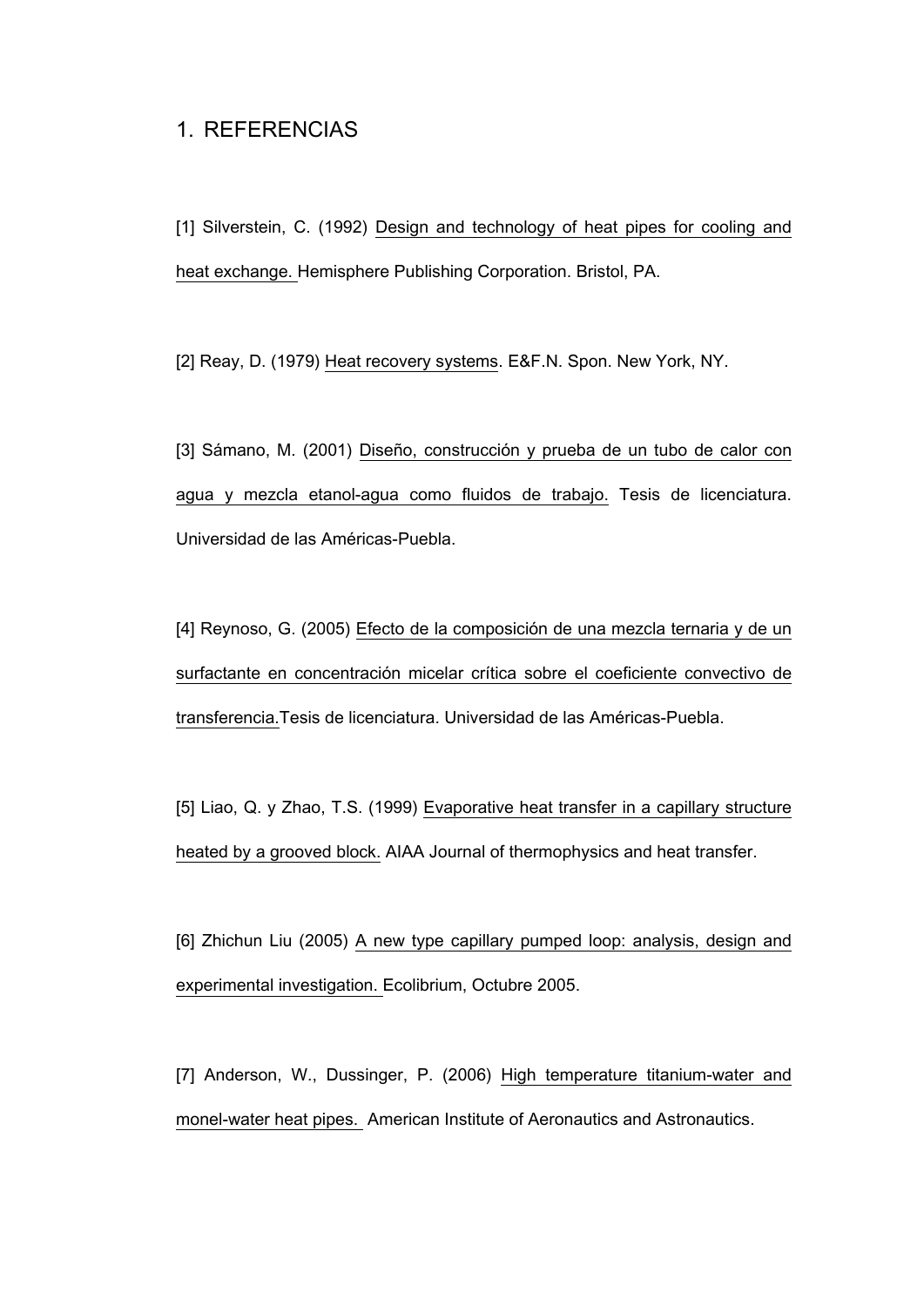# 1. REFERENCIAS

[1] Silverstein, C. (1992) Design and technology of heat pipes for cooling and heat exchange. Hemisphere Publishing Corporation. Bristol, PA.

[2] Reay, D. (1979) Heat recovery systems. E&F.N. Spon. New York, NY.

[3] Sámano, M. (2001) Diseño, construcción y prueba de un tubo de calor con agua y mezcla etanol-agua como fluidos de trabajo. Tesis de licenciatura. Universidad de las Américas-Puebla.

[4] Reynoso, G. (2005) Efecto de la composición de una mezcla ternaria y de un surfactante en concentración micelar crítica sobre el coeficiente convectivo de transferencia.Tesis de licenciatura. Universidad de las Américas-Puebla.

[5] Liao, Q. y Zhao, T.S. (1999) Evaporative heat transfer in a capillary structure heated by a grooved block. AIAA Journal of thermophysics and heat transfer.

[6] Zhichun Liu (2005) A new type capillary pumped loop: analysis, design and experimental investigation. Ecolibrium, Octubre 2005.

[7] Anderson, W., Dussinger, P. (2006) High temperature titanium-water and monel-water heat pipes. American Institute of Aeronautics and Astronautics.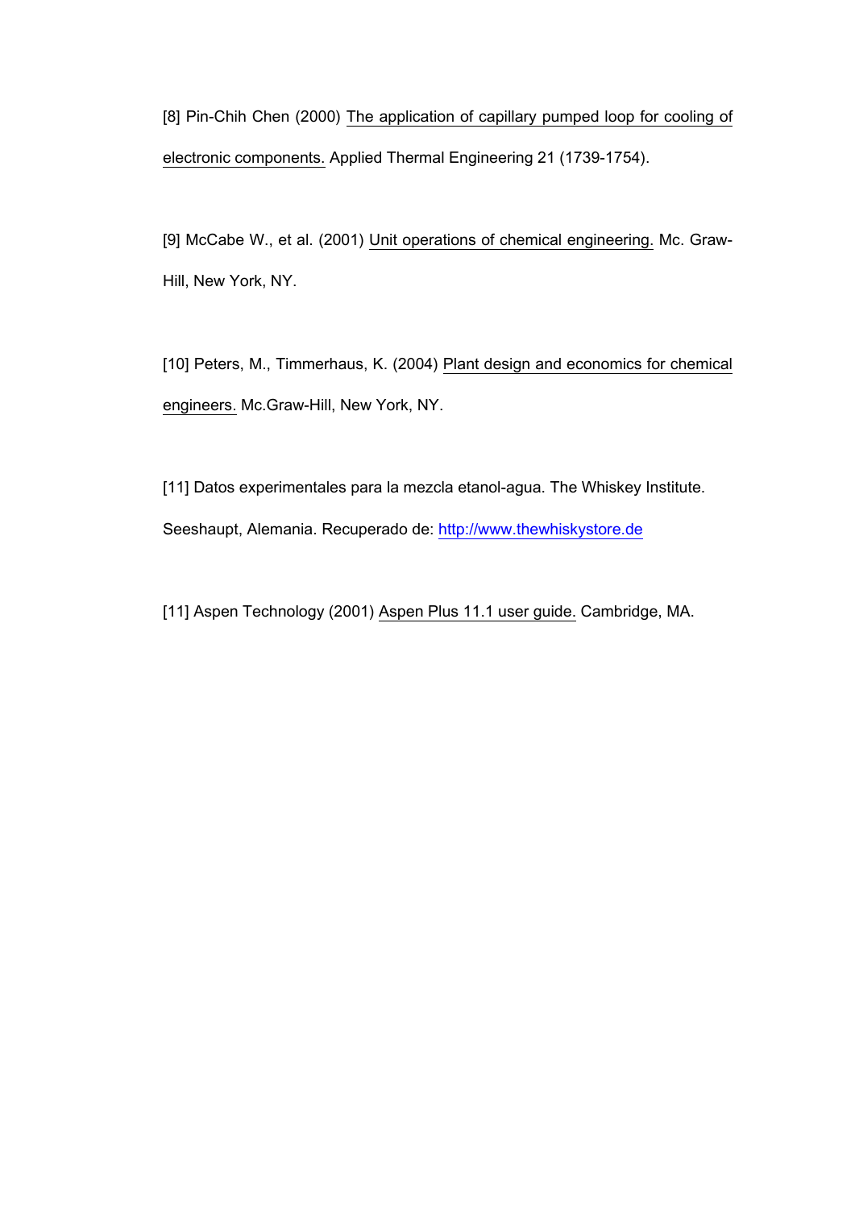[8] Pin-Chih Chen (2000) The application of capillary pumped loop for cooling of electronic components. Applied Thermal Engineering 21 (1739-1754).

[9] McCabe W., et al. (2001) Unit operations of chemical engineering. Mc. Graw-Hill, New York, NY.

[10] Peters, M., Timmerhaus, K. (2004) Plant design and economics for chemical engineers. Mc.Graw-Hill, New York, NY.

[11] Datos experimentales para la mezcla etanol-agua. The Whiskey Institute. Seeshaupt, Alemania. Recuperado de: http://www.thewhiskystore.de

[11] Aspen Technology (2001) Aspen Plus 11.1 user guide. Cambridge, MA.